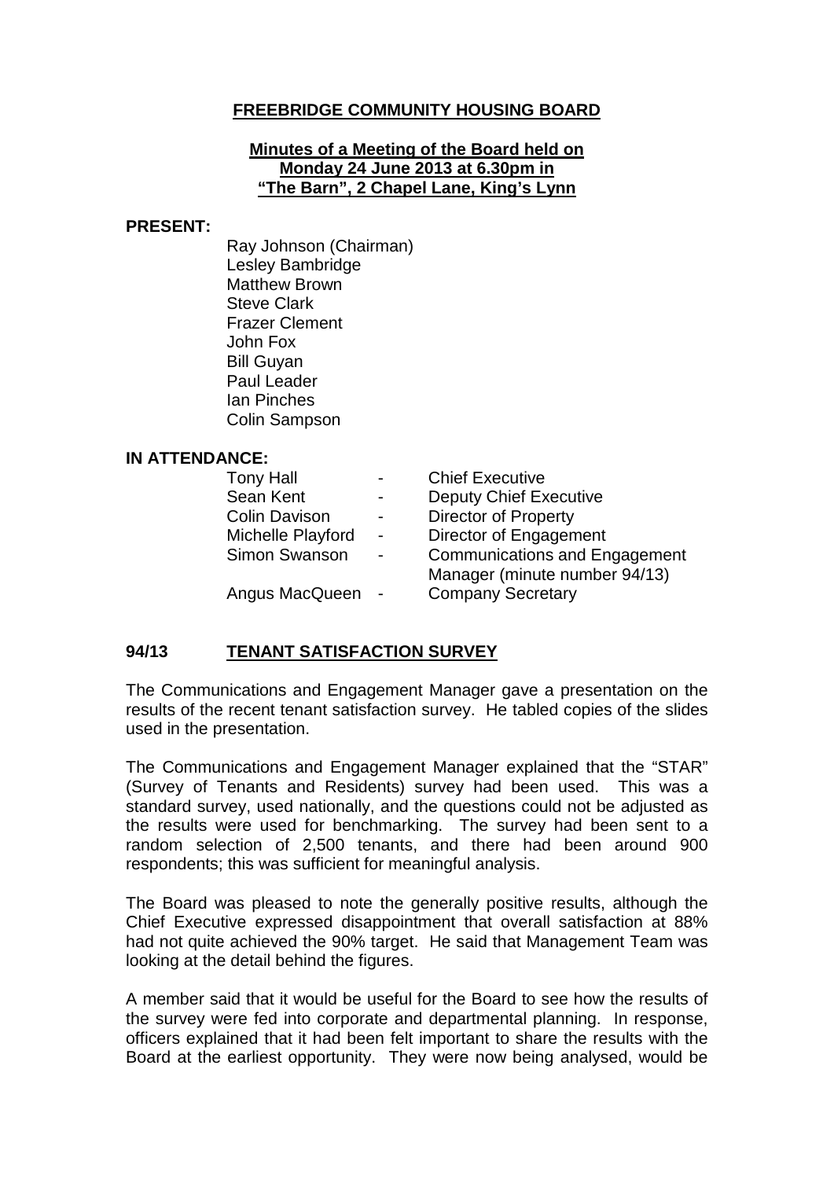# FREEBRIDGE COMMUNITY HOUSING BOARD

**Minutes of a Meeting of the Board held on Monday 24 June 2013 at 6.30pm in "The Barn", 2 Chapel Lane, King's Lynn**

**PRESENT:**

Ray Johnson (Chairman)
Lesley Bambridge
Matthew Brown
Steve Clark
Frazer Clement
John Fox
Bill Guyan
Paul Leader
Ian Pinches
Colin Sampson

**IN ATTENDANCE:**

| | | |
|---|---|---|
| Tony Hall | - | Chief Executive |
| Sean Kent | - | Deputy Chief Executive |
| Colin Davison | - | Director of Property |
| Michelle Playford | - | Director of Engagement |
| Simon Swanson | - | Communications and Engagement Manager (minute number 94/13) |
| Angus MacQueen | - | Company Secretary |

## 94/13 TENANT SATISFACTION SURVEY

The Communications and Engagement Manager gave a presentation on the results of the recent tenant satisfaction survey. He tabled copies of the slides used in the presentation.

The Communications and Engagement Manager explained that the "STAR" (Survey of Tenants and Residents) survey had been used. This was a standard survey, used nationally, and the questions could not be adjusted as the results were used for benchmarking. The survey had been sent to a random selection of 2,500 tenants, and there had been around 900 respondents; this was sufficient for meaningful analysis.

The Board was pleased to note the generally positive results, although the Chief Executive expressed disappointment that overall satisfaction at 88% had not quite achieved the 90% target. He said that Management Team was looking at the detail behind the figures.

A member said that it would be useful for the Board to see how the results of the survey were fed into corporate and departmental planning. In response, officers explained that it had been felt important to share the results with the Board at the earliest opportunity. They were now being analysed, would be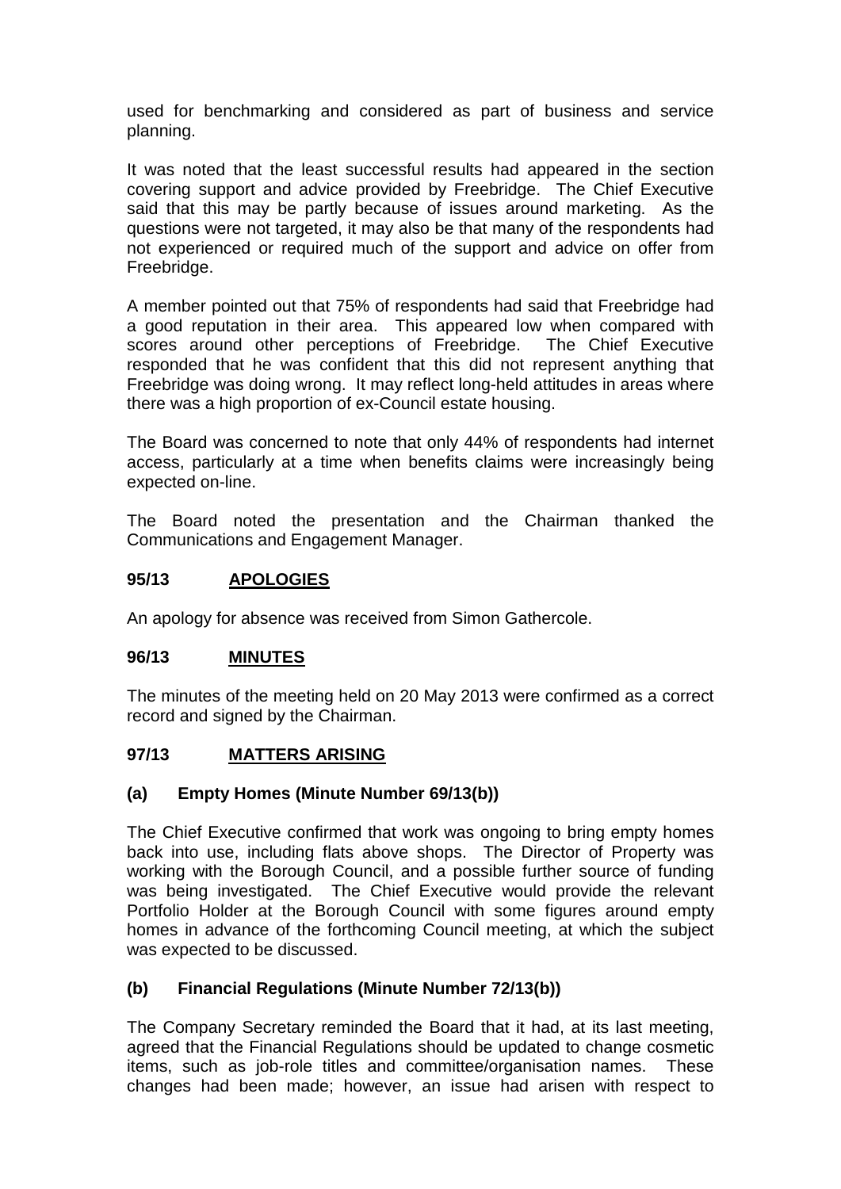used for benchmarking and considered as part of business and service planning.

It was noted that the least successful results had appeared in the section covering support and advice provided by Freebridge. The Chief Executive said that this may be partly because of issues around marketing. As the questions were not targeted, it may also be that many of the respondents had not experienced or required much of the support and advice on offer from Freebridge.

A member pointed out that 75% of respondents had said that Freebridge had a good reputation in their area. This appeared low when compared with scores around other perceptions of Freebridge. The Chief Executive responded that he was confident that this did not represent anything that Freebridge was doing wrong. It may reflect long-held attitudes in areas where there was a high proportion of ex-Council estate housing.

The Board was concerned to note that only 44% of respondents had internet access, particularly at a time when benefits claims were increasingly being expected on-line.

The Board noted the presentation and the Chairman thanked the Communications and Engagement Manager.

## 95/13 APOLOGIES

An apology for absence was received from Simon Gathercole.

## 96/13 MINUTES

The minutes of the meeting held on 20 May 2013 were confirmed as a correct record and signed by the Chairman.

## 97/13 MATTERS ARISING

### (a) Empty Homes (Minute Number 69/13(b))

The Chief Executive confirmed that work was ongoing to bring empty homes back into use, including flats above shops. The Director of Property was working with the Borough Council, and a possible further source of funding was being investigated. The Chief Executive would provide the relevant Portfolio Holder at the Borough Council with some figures around empty homes in advance of the forthcoming Council meeting, at which the subject was expected to be discussed.

### (b) Financial Regulations (Minute Number 72/13(b))

The Company Secretary reminded the Board that it had, at its last meeting, agreed that the Financial Regulations should be updated to change cosmetic items, such as job-role titles and committee/organisation names. These changes had been made; however, an issue had arisen with respect to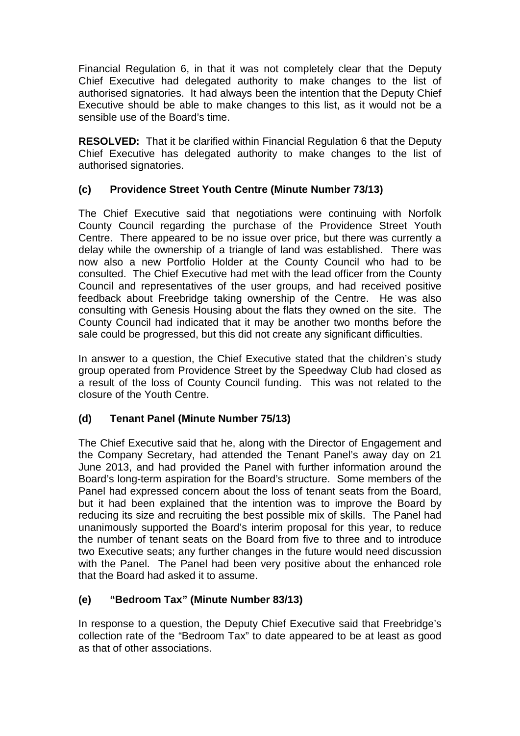Financial Regulation 6, in that it was not completely clear that the Deputy Chief Executive had delegated authority to make changes to the list of authorised signatories. It had always been the intention that the Deputy Chief Executive should be able to make changes to this list, as it would not be a sensible use of the Board's time.

**RESOLVED:** That it be clarified within Financial Regulation 6 that the Deputy Chief Executive has delegated authority to make changes to the list of authorised signatories.

### (c) Providence Street Youth Centre (Minute Number 73/13)

The Chief Executive said that negotiations were continuing with Norfolk County Council regarding the purchase of the Providence Street Youth Centre. There appeared to be no issue over price, but there was currently a delay while the ownership of a triangle of land was established. There was now also a new Portfolio Holder at the County Council who had to be consulted. The Chief Executive had met with the lead officer from the County Council and representatives of the user groups, and had received positive feedback about Freebridge taking ownership of the Centre. He was also consulting with Genesis Housing about the flats they owned on the site. The County Council had indicated that it may be another two months before the sale could be progressed, but this did not create any significant difficulties.

In answer to a question, the Chief Executive stated that the children's study group operated from Providence Street by the Speedway Club had closed as a result of the loss of County Council funding. This was not related to the closure of the Youth Centre.

### (d) Tenant Panel (Minute Number 75/13)

The Chief Executive said that he, along with the Director of Engagement and the Company Secretary, had attended the Tenant Panel's away day on 21 June 2013, and had provided the Panel with further information around the Board's long-term aspiration for the Board's structure. Some members of the Panel had expressed concern about the loss of tenant seats from the Board, but it had been explained that the intention was to improve the Board by reducing its size and recruiting the best possible mix of skills. The Panel had unanimously supported the Board's interim proposal for this year, to reduce the number of tenant seats on the Board from five to three and to introduce two Executive seats; any further changes in the future would need discussion with the Panel. The Panel had been very positive about the enhanced role that the Board had asked it to assume.

### (e) "Bedroom Tax" (Minute Number 83/13)

In response to a question, the Deputy Chief Executive said that Freebridge's collection rate of the "Bedroom Tax" to date appeared to be at least as good as that of other associations.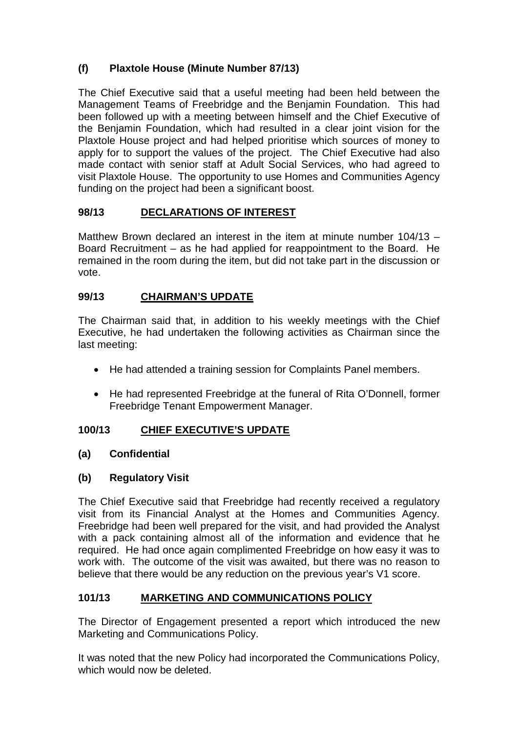### (f) Plaxtole House (Minute Number 87/13)

The Chief Executive said that a useful meeting had been held between the Management Teams of Freebridge and the Benjamin Foundation. This had been followed up with a meeting between himself and the Chief Executive of the Benjamin Foundation, which had resulted in a clear joint vision for the Plaxtole House project and had helped prioritise which sources of money to apply for to support the values of the project. The Chief Executive had also made contact with senior staff at Adult Social Services, who had agreed to visit Plaxtole House. The opportunity to use Homes and Communities Agency funding on the project had been a significant boost.

## 98/13 DECLARATIONS OF INTEREST

Matthew Brown declared an interest in the item at minute number 104/13 – Board Recruitment – as he had applied for reappointment to the Board. He remained in the room during the item, but did not take part in the discussion or vote.

## 99/13 CHAIRMAN'S UPDATE

The Chairman said that, in addition to his weekly meetings with the Chief Executive, he had undertaken the following activities as Chairman since the last meeting:

- He had attended a training session for Complaints Panel members.
- He had represented Freebridge at the funeral of Rita O'Donnell, former Freebridge Tenant Empowerment Manager.

## 100/13 CHIEF EXECUTIVE'S UPDATE

### (a) Confidential

### (b) Regulatory Visit

The Chief Executive said that Freebridge had recently received a regulatory visit from its Financial Analyst at the Homes and Communities Agency. Freebridge had been well prepared for the visit, and had provided the Analyst with a pack containing almost all of the information and evidence that he required. He had once again complimented Freebridge on how easy it was to work with. The outcome of the visit was awaited, but there was no reason to believe that there would be any reduction on the previous year's V1 score.

## 101/13 MARKETING AND COMMUNICATIONS POLICY

The Director of Engagement presented a report which introduced the new Marketing and Communications Policy.

It was noted that the new Policy had incorporated the Communications Policy, which would now be deleted.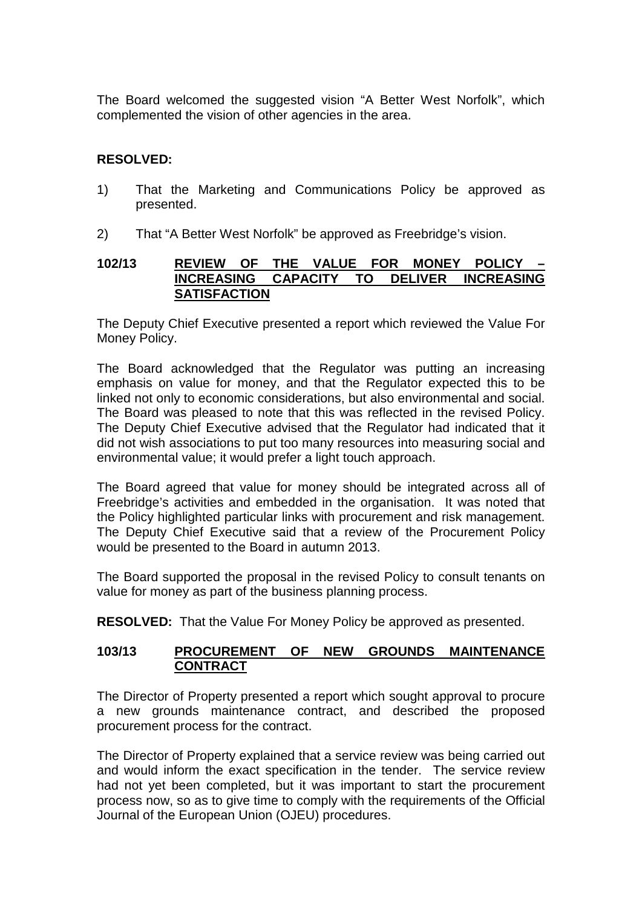The Board welcomed the suggested vision "A Better West Norfolk", which complemented the vision of other agencies in the area.

**RESOLVED:**

1) That the Marketing and Communications Policy be approved as presented.

2) That "A Better West Norfolk" be approved as Freebridge's vision.

**102/13 REVIEW OF THE VALUE FOR MONEY POLICY – INCREASING CAPACITY TO DELIVER INCREASING SATISFACTION**

The Deputy Chief Executive presented a report which reviewed the Value For Money Policy.

The Board acknowledged that the Regulator was putting an increasing emphasis on value for money, and that the Regulator expected this to be linked not only to economic considerations, but also environmental and social. The Board was pleased to note that this was reflected in the revised Policy. The Deputy Chief Executive advised that the Regulator had indicated that it did not wish associations to put too many resources into measuring social and environmental value; it would prefer a light touch approach.

The Board agreed that value for money should be integrated across all of Freebridge's activities and embedded in the organisation. It was noted that the Policy highlighted particular links with procurement and risk management. The Deputy Chief Executive said that a review of the Procurement Policy would be presented to the Board in autumn 2013.

The Board supported the proposal in the revised Policy to consult tenants on value for money as part of the business planning process.

**RESOLVED:** That the Value For Money Policy be approved as presented.

**103/13 PROCUREMENT OF NEW GROUNDS MAINTENANCE CONTRACT**

The Director of Property presented a report which sought approval to procure a new grounds maintenance contract, and described the proposed procurement process for the contract.

The Director of Property explained that a service review was being carried out and would inform the exact specification in the tender. The service review had not yet been completed, but it was important to start the procurement process now, so as to give time to comply with the requirements of the Official Journal of the European Union (OJEU) procedures.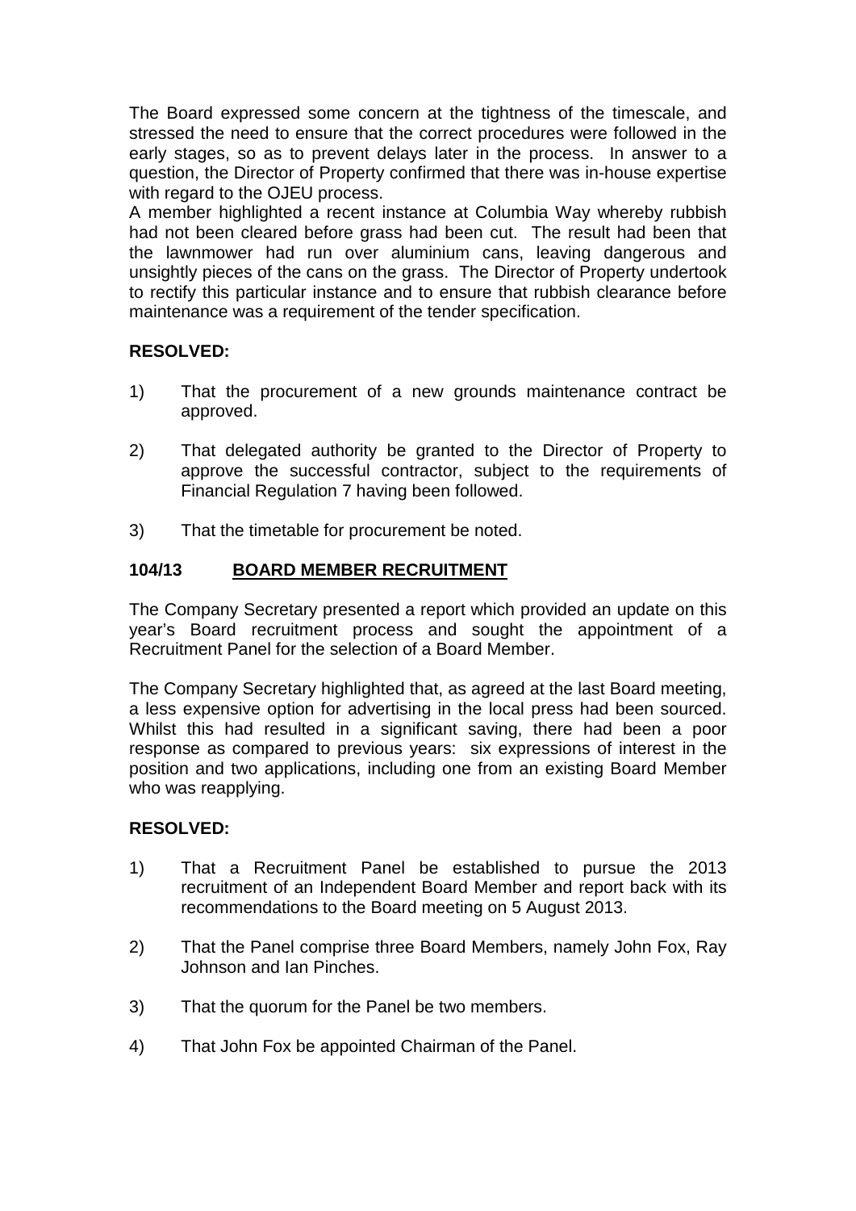The Board expressed some concern at the tightness of the timescale, and stressed the need to ensure that the correct procedures were followed in the early stages, so as to prevent delays later in the process. In answer to a question, the Director of Property confirmed that there was in-house expertise with regard to the OJEU process.

A member highlighted a recent instance at Columbia Way whereby rubbish had not been cleared before grass had been cut. The result had been that the lawnmower had run over aluminium cans, leaving dangerous and unsightly pieces of the cans on the grass. The Director of Property undertook to rectify this particular instance and to ensure that rubbish clearance before maintenance was a requirement of the tender specification.

**RESOLVED:**

1) That the procurement of a new grounds maintenance contract be approved.

2) That delegated authority be granted to the Director of Property to approve the successful contractor, subject to the requirements of Financial Regulation 7 having been followed.

3) That the timetable for procurement be noted.

## 104/13 BOARD MEMBER RECRUITMENT

The Company Secretary presented a report which provided an update on this year's Board recruitment process and sought the appointment of a Recruitment Panel for the selection of a Board Member.

The Company Secretary highlighted that, as agreed at the last Board meeting, a less expensive option for advertising in the local press had been sourced. Whilst this had resulted in a significant saving, there had been a poor response as compared to previous years: six expressions of interest in the position and two applications, including one from an existing Board Member who was reapplying.

**RESOLVED:**

1) That a Recruitment Panel be established to pursue the 2013 recruitment of an Independent Board Member and report back with its recommendations to the Board meeting on 5 August 2013.

2) That the Panel comprise three Board Members, namely John Fox, Ray Johnson and Ian Pinches.

3) That the quorum for the Panel be two members.

4) That John Fox be appointed Chairman of the Panel.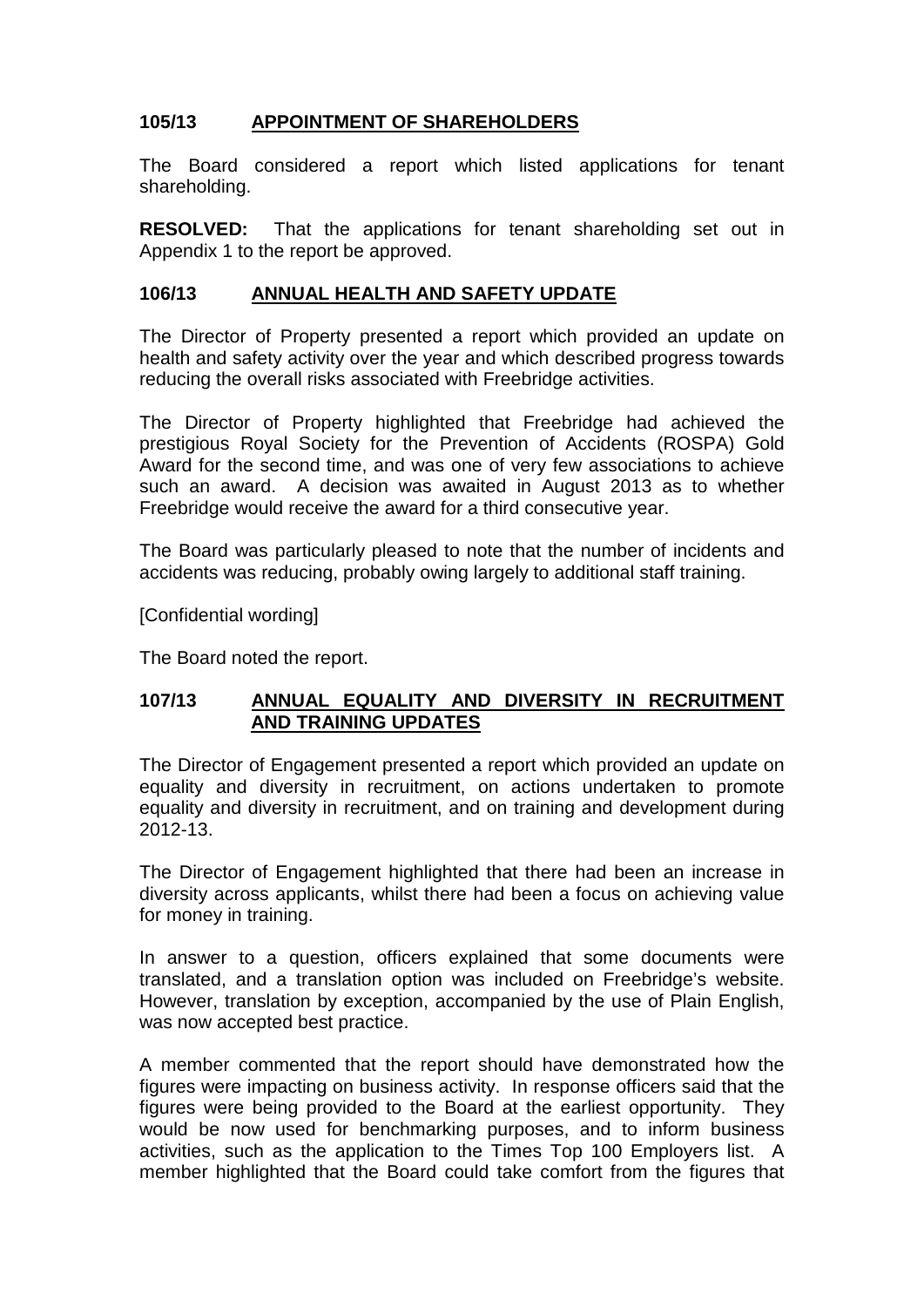## 105/13 APPOINTMENT OF SHAREHOLDERS

The Board considered a report which listed applications for tenant shareholding.

**RESOLVED:** That the applications for tenant shareholding set out in Appendix 1 to the report be approved.

## 106/13 ANNUAL HEALTH AND SAFETY UPDATE

The Director of Property presented a report which provided an update on health and safety activity over the year and which described progress towards reducing the overall risks associated with Freebridge activities.

The Director of Property highlighted that Freebridge had achieved the prestigious Royal Society for the Prevention of Accidents (ROSPA) Gold Award for the second time, and was one of very few associations to achieve such an award. A decision was awaited in August 2013 as to whether Freebridge would receive the award for a third consecutive year.

The Board was particularly pleased to note that the number of incidents and accidents was reducing, probably owing largely to additional staff training.

[Confidential wording]

The Board noted the report.

## 107/13 ANNUAL EQUALITY AND DIVERSITY IN RECRUITMENT AND TRAINING UPDATES

The Director of Engagement presented a report which provided an update on equality and diversity in recruitment, on actions undertaken to promote equality and diversity in recruitment, and on training and development during 2012-13.

The Director of Engagement highlighted that there had been an increase in diversity across applicants, whilst there had been a focus on achieving value for money in training.

In answer to a question, officers explained that some documents were translated, and a translation option was included on Freebridge's website. However, translation by exception, accompanied by the use of Plain English, was now accepted best practice.

A member commented that the report should have demonstrated how the figures were impacting on business activity. In response officers said that the figures were being provided to the Board at the earliest opportunity. They would be now used for benchmarking purposes, and to inform business activities, such as the application to the Times Top 100 Employers list. A member highlighted that the Board could take comfort from the figures that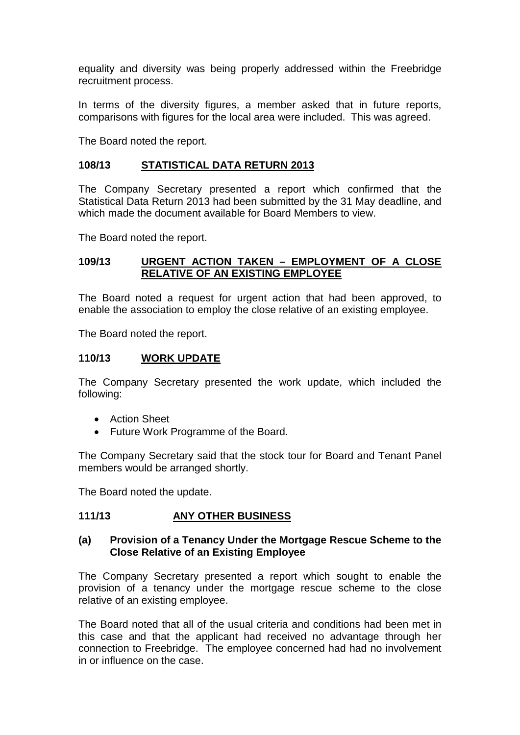equality and diversity was being properly addressed within the Freebridge recruitment process.

In terms of the diversity figures, a member asked that in future reports, comparisons with figures for the local area were included. This was agreed.

The Board noted the report.

## 108/13 STATISTICAL DATA RETURN 2013

The Company Secretary presented a report which confirmed that the Statistical Data Return 2013 had been submitted by the 31 May deadline, and which made the document available for Board Members to view.

The Board noted the report.

## 109/13 URGENT ACTION TAKEN – EMPLOYMENT OF A CLOSE RELATIVE OF AN EXISTING EMPLOYEE

The Board noted a request for urgent action that had been approved, to enable the association to employ the close relative of an existing employee.

The Board noted the report.

## 110/13 WORK UPDATE

The Company Secretary presented the work update, which included the following:

- Action Sheet
- Future Work Programme of the Board.

The Company Secretary said that the stock tour for Board and Tenant Panel members would be arranged shortly.

The Board noted the update.

## 111/13 ANY OTHER BUSINESS

### (a) Provision of a Tenancy Under the Mortgage Rescue Scheme to the Close Relative of an Existing Employee

The Company Secretary presented a report which sought to enable the provision of a tenancy under the mortgage rescue scheme to the close relative of an existing employee.

The Board noted that all of the usual criteria and conditions had been met in this case and that the applicant had received no advantage through her connection to Freebridge. The employee concerned had had no involvement in or influence on the case.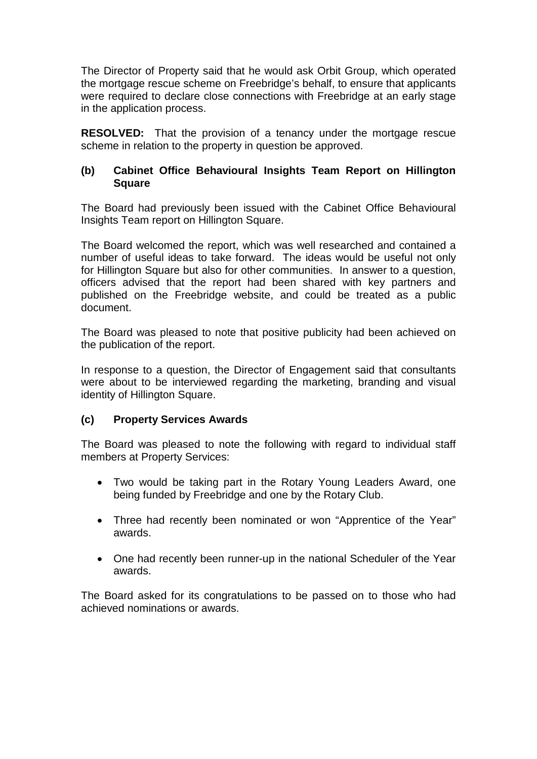The Director of Property said that he would ask Orbit Group, which operated the mortgage rescue scheme on Freebridge's behalf, to ensure that applicants were required to declare close connections with Freebridge at an early stage in the application process.

**RESOLVED:** That the provision of a tenancy under the mortgage rescue scheme in relation to the property in question be approved.

### (b) Cabinet Office Behavioural Insights Team Report on Hillington Square

The Board had previously been issued with the Cabinet Office Behavioural Insights Team report on Hillington Square.

The Board welcomed the report, which was well researched and contained a number of useful ideas to take forward. The ideas would be useful not only for Hillington Square but also for other communities. In answer to a question, officers advised that the report had been shared with key partners and published on the Freebridge website, and could be treated as a public document.

The Board was pleased to note that positive publicity had been achieved on the publication of the report.

In response to a question, the Director of Engagement said that consultants were about to be interviewed regarding the marketing, branding and visual identity of Hillington Square.

### (c) Property Services Awards

The Board was pleased to note the following with regard to individual staff members at Property Services:

- Two would be taking part in the Rotary Young Leaders Award, one being funded by Freebridge and one by the Rotary Club.
- Three had recently been nominated or won "Apprentice of the Year" awards.
- One had recently been runner-up in the national Scheduler of the Year awards.

The Board asked for its congratulations to be passed on to those who had achieved nominations or awards.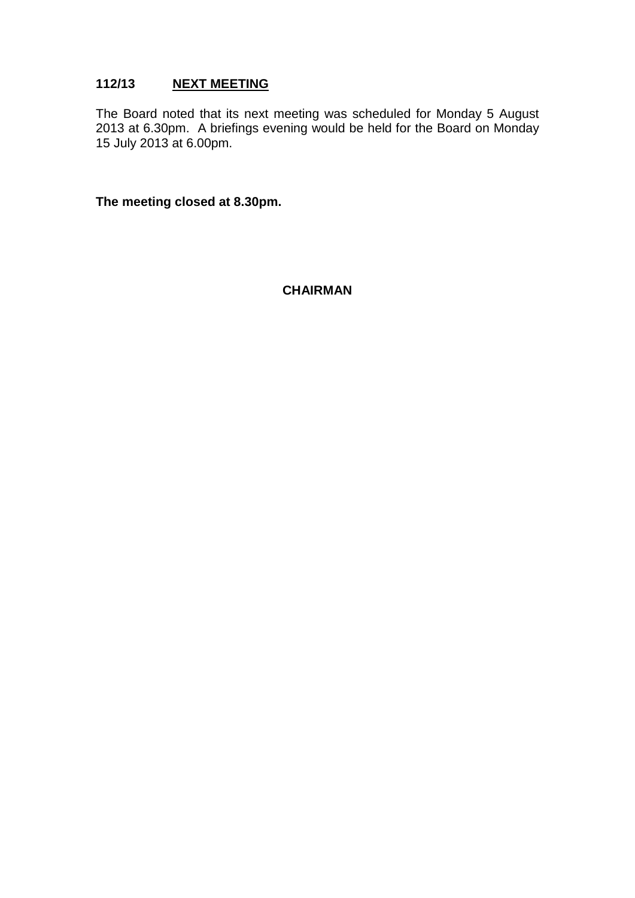## 112/13 NEXT MEETING

The Board noted that its next meeting was scheduled for Monday 5 August 2013 at 6.30pm. A briefings evening would be held for the Board on Monday 15 July 2013 at 6.00pm.

**The meeting closed at 8.30pm.**

**CHAIRMAN**